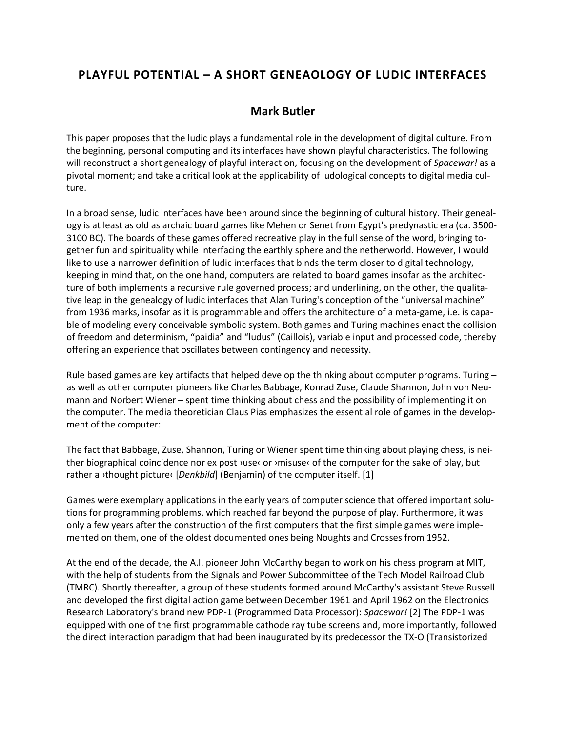# PLAYFUL POTENTIAL – A SHORT GENEAOLOGY OF LUDIC INTERFACES

## Mark Butler

This paper proposes that the ludic plays a fundamental role in the development of digital culture. From the beginning, personal computing and its interfaces have shown playful characteristics. The following will reconstruct a short genealogy of playful interaction, focusing on the development of *Spacewar!* as a pivotal moment; and take a critical look at the applicability of ludological concepts to digital media culture.

In a broad sense, ludic interfaces have been around since the beginning of cultural history. Their genealogy is at least as old as archaic board games like Mehen or Senet from Egypt's predynastic era (ca. 3500-3100 BC). The boards of these games offered recreative play in the full sense of the word, bringing together fun and spirituality while interfacing the earthly sphere and the netherworld. However, I would like to use a narrower definition of ludic interfaces that binds the term closer to digital technology, keeping in mind that, on the one hand, computers are related to board games insofar as the architecture of both implements a recursive rule governed process; and underlining, on the other, the qualitative leap in the genealogy of ludic interfaces that Alan Turing's conception of the "universal machine" from 1936 marks, insofar as it is programmable and offers the architecture of a meta-game, i.e. is capable of modeling every conceivable symbolic system. Both games and Turing machines enact the collision of freedom and determinism, "paidia" and "ludus" (Caillois), variable input and processed code, thereby offering an experience that oscillates between contingency and necessity.

Rule based games are key artifacts that helped develop the thinking about computer programs. Turing – as well as other computer pioneers like Charles Babbage, Konrad Zuse, Claude Shannon, John von Neumann and Norbert Wiener – spent time thinking about chess and the possibility of implementing it on the computer. The media theoretician Claus Pias emphasizes the essential role of games in the development of the computer:

The fact that Babbage, Zuse, Shannon, Turing or Wiener spent time thinking about playing chess, is neither biographical coincidence nor ex post ›use‹ or ›misuse‹ of the computer for the sake of play, but rather a ›thought picture‹ [*Denkbild*] (Benjamin) of the computer itself. [1]

Games were exemplary applications in the early years of computer science that offered important solutions for programming problems, which reached far beyond the purpose of play. Furthermore, it was only a few years after the construction of the first computers that the first simple games were implemented on them, one of the oldest documented ones being Noughts and Crosses from 1952.

At the end of the decade, the A.I. pioneer John McCarthy began to work on his chess program at MIT, with the help of students from the Signals and Power Subcommittee of the Tech Model Railroad Club (TMRC). Shortly thereafter, a group of these students formed around McCarthy's assistant Steve Russell and developed the first digital action game between December 1961 and April 1962 on the Electronics Research Laboratory's brand new PDP-1 (Programmed Data Processor): *Spacewar!* [2] The PDP-1 was equipped with one of the first programmable cathode ray tube screens and, more importantly, followed the direct interaction paradigm that had been inaugurated by its predecessor the TX-O (Transistorized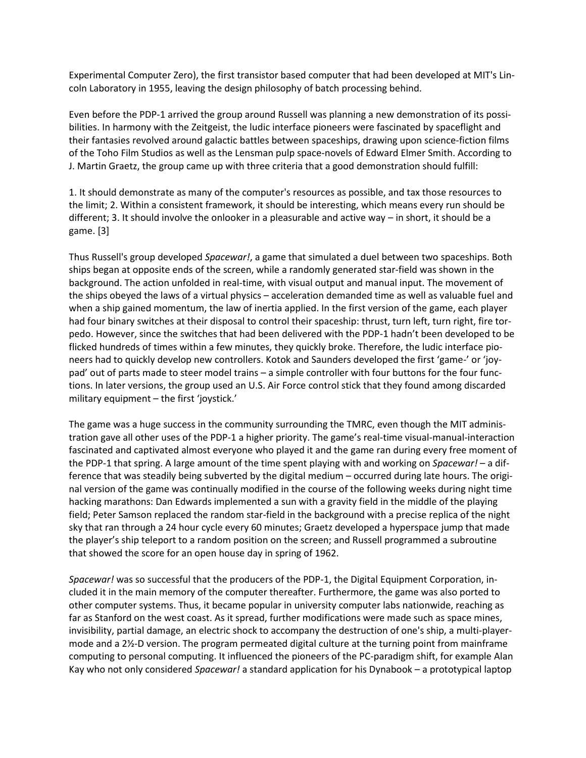Experimental Computer Zero), the first transistor based computer that had been developed at MIT's Lincoln Laboratory in 1955, leaving the design philosophy of batch processing behind.

Even before the PDP-1 arrived the group around Russell was planning a new demonstration of its possibilities. In harmony with the Zeitgeist, the ludic interface pioneers were fascinated by spaceflight and their fantasies revolved around galactic battles between spaceships, drawing upon science-fiction films of the Toho Film Studios as well as the Lensman pulp space-novels of Edward Elmer Smith. According to J. Martin Graetz, the group came up with three criteria that a good demonstration should fulfill:

1. It should demonstrate as many of the computer's resources as possible, and tax those resources to the limit; 2. Within a consistent framework, it should be interesting, which means every run should be different; 3. It should involve the onlooker in a pleasurable and active way – in short, it should be a game. [3]

Thus Russell's group developed *Spacewar!*, a game that simulated a duel between two spaceships. Both ships began at opposite ends of the screen, while a randomly generated star-field was shown in the background. The action unfolded in real-time, with visual output and manual input. The movement of the ships obeyed the laws of a virtual physics – acceleration demanded time as well as valuable fuel and when a ship gained momentum, the law of inertia applied. In the first version of the game, each player had four binary switches at their disposal to control their spaceship: thrust, turn left, turn right, fire torpedo. However, since the switches that had been delivered with the PDP-1 hadn't been developed to be flicked hundreds of times within a few minutes, they quickly broke. Therefore, the ludic interface pioneers had to quickly develop new controllers. Kotok and Saunders developed the first 'game-' or 'joypad' out of parts made to steer model trains – a simple controller with four buttons for the four functions. In later versions, the group used an U.S. Air Force control stick that they found among discarded military equipment – the first 'joystick.'

The game was a huge success in the community surrounding the TMRC, even though the MIT administration gave all other uses of the PDP-1 a higher priority. The game's real-time visual-manual-interaction fascinated and captivated almost everyone who played it and the game ran during every free moment of the PDP-1 that spring. A large amount of the time spent playing with and working on *Spacewar!* – a difference that was steadily being subverted by the digital medium – occurred during late hours. The original version of the game was continually modified in the course of the following weeks during night time hacking marathons: Dan Edwards implemented a sun with a gravity field in the middle of the playing field; Peter Samson replaced the random star-field in the background with a precise replica of the night sky that ran through a 24 hour cycle every 60 minutes; Graetz developed a hyperspace jump that made the player's ship teleport to a random position on the screen; and Russell programmed a subroutine that showed the score for an open house day in spring of 1962.

*Spacewar!* was so successful that the producers of the PDP-1, the Digital Equipment Corporation, included it in the main memory of the computer thereafter. Furthermore, the game was also ported to other computer systems. Thus, it became popular in university computer labs nationwide, reaching as far as Stanford on the west coast. As it spread, further modifications were made such as space mines, invisibility, partial damage, an electric shock to accompany the destruction of one's ship, a multi-player-mode and a 2½-D version. The program permeated digital culture at the turning point from mainframe computing to personal computing. It influenced the pioneers of the PC-paradigm shift, for example Alan Kay who not only considered *Spacewar!* a standard application for his Dynabook – a prototypical laptop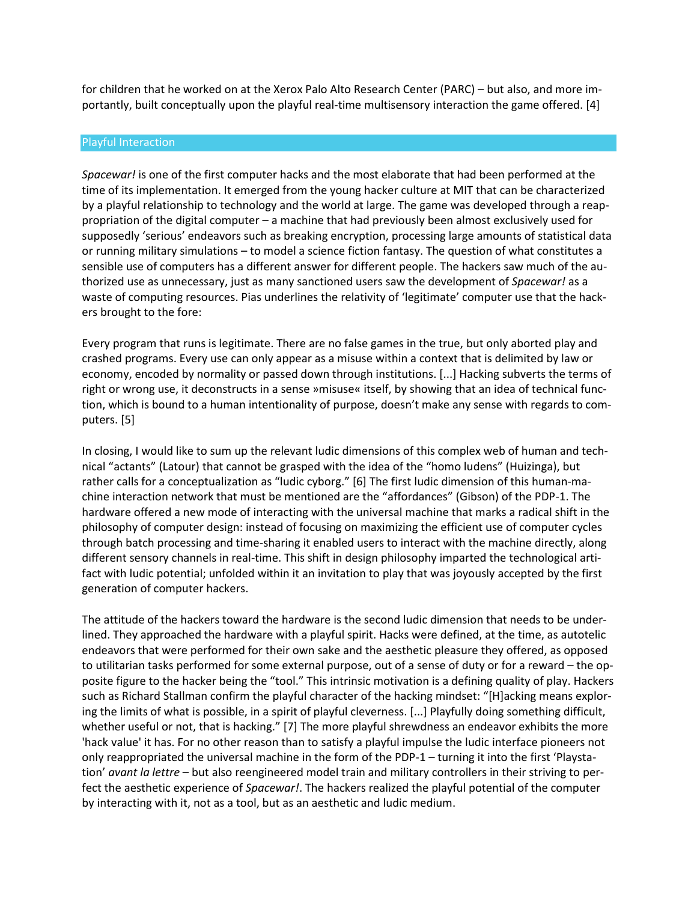for children that he worked on at the Xerox Palo Alto Research Center (PARC) – but also, and more importantly, built conceptually upon the playful real-time multisensory interaction the game offered. [4]

## Playful Interaction

*Spacewar!* is one of the first computer hacks and the most elaborate that had been performed at the time of its implementation. It emerged from the young hacker culture at MIT that can be characterized by a playful relationship to technology and the world at large. The game was developed through a reappropriation of the digital computer – a machine that had previously been almost exclusively used for supposedly 'serious' endeavors such as breaking encryption, processing large amounts of statistical data or running military simulations – to model a science fiction fantasy. The question of what constitutes a sensible use of computers has a different answer for different people. The hackers saw much of the authorized use as unnecessary, just as many sanctioned users saw the development of *Spacewar!* as a waste of computing resources. Pias underlines the relativity of 'legitimate' computer use that the hackers brought to the fore:

Every program that runs is legitimate. There are no false games in the true, but only aborted play and crashed programs. Every use can only appear as a misuse within a context that is delimited by law or economy, encoded by normality or passed down through institutions. [...] Hacking subverts the terms of right or wrong use, it deconstructs in a sense »misuse« itself, by showing that an idea of technical function, which is bound to a human intentionality of purpose, doesn't make any sense with regards to computers. [5]

In closing, I would like to sum up the relevant ludic dimensions of this complex web of human and technical "actants" (Latour) that cannot be grasped with the idea of the "homo ludens" (Huizinga), but rather calls for a conceptualization as "ludic cyborg." [6] The first ludic dimension of this human-machine interaction network that must be mentioned are the "affordances" (Gibson) of the PDP-1. The hardware offered a new mode of interacting with the universal machine that marks a radical shift in the philosophy of computer design: instead of focusing on maximizing the efficient use of computer cycles through batch processing and time-sharing it enabled users to interact with the machine directly, along different sensory channels in real-time. This shift in design philosophy imparted the technological artifact with ludic potential; unfolded within it an invitation to play that was joyously accepted by the first generation of computer hackers.

The attitude of the hackers toward the hardware is the second ludic dimension that needs to be underlined. They approached the hardware with a playful spirit. Hacks were defined, at the time, as autotelic endeavors that were performed for their own sake and the aesthetic pleasure they offered, as opposed to utilitarian tasks performed for some external purpose, out of a sense of duty or for a reward – the opposite figure to the hacker being the "tool." This intrinsic motivation is a defining quality of play. Hackers such as Richard Stallman confirm the playful character of the hacking mindset: "[H]acking means exploring the limits of what is possible, in a spirit of playful cleverness. [...] Playfully doing something difficult, whether useful or not, that is hacking." [7] The more playful shrewdness an endeavor exhibits the more 'hack value' it has. For no other reason than to satisfy a playful impulse the ludic interface pioneers not only reappropriated the universal machine in the form of the PDP-1 – turning it into the first 'Playstation' *avant la lettre* – but also reengineered model train and military controllers in their striving to perfect the aesthetic experience of *Spacewar!*. The hackers realized the playful potential of the computer by interacting with it, not as a tool, but as an aesthetic and ludic medium.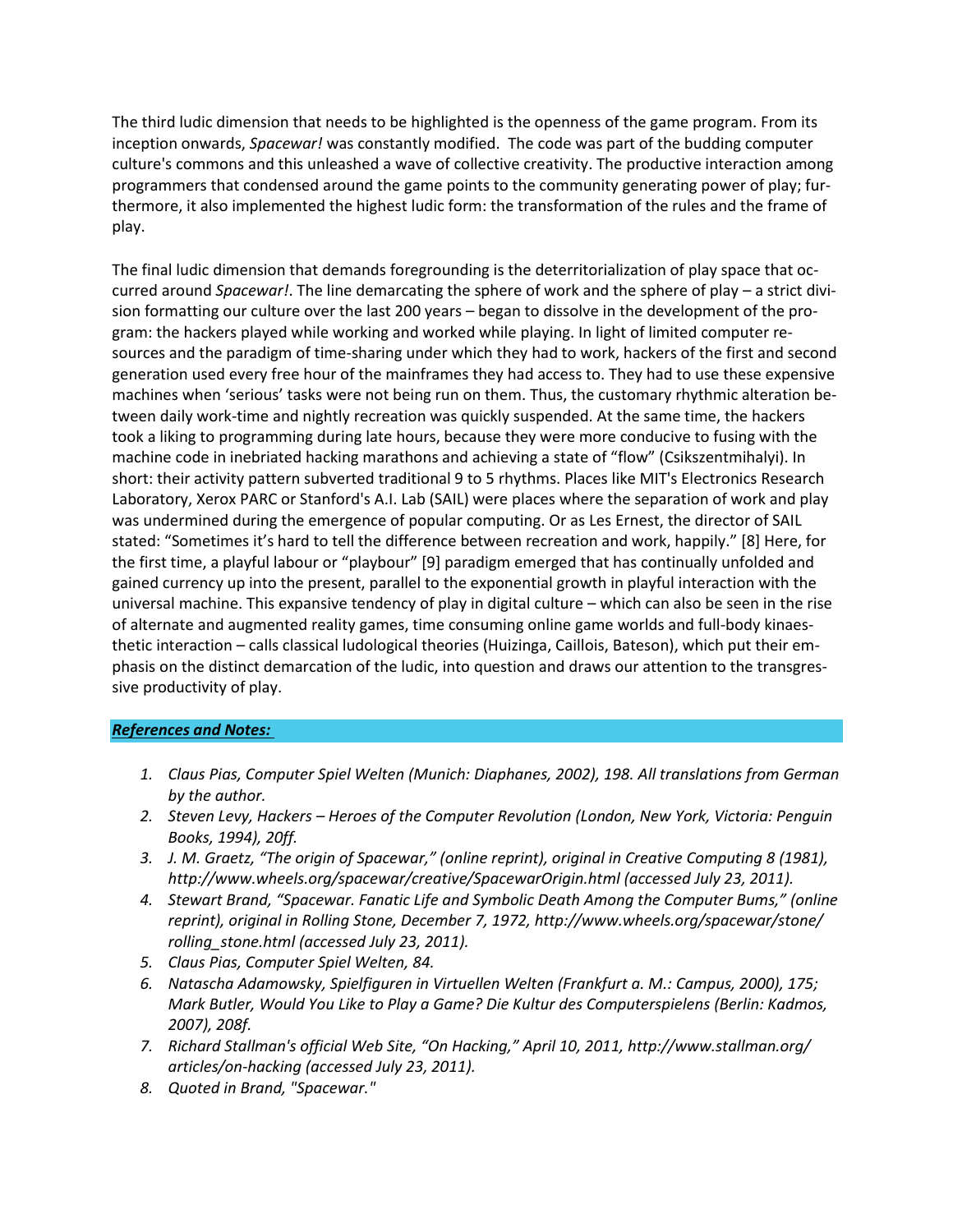The third ludic dimension that needs to be highlighted is the openness of the game program. From its inception onwards, *Spacewar!* was constantly modified. The code was part of the budding computer culture's commons and this unleashed a wave of collective creativity. The productive interaction among programmers that condensed around the game points to the community generating power of play; furthermore, it also implemented the highest ludic form: the transformation of the rules and the frame of play.

The final ludic dimension that demands foregrounding is the deterritorialization of play space that occurred around *Spacewar!*. The line demarcating the sphere of work and the sphere of play – a strict division formatting our culture over the last 200 years – began to dissolve in the development of the program: the hackers played while working and worked while playing. In light of limited computer resources and the paradigm of time-sharing under which they had to work, hackers of the first and second generation used every free hour of the mainframes they had access to. They had to use these expensive machines when 'serious' tasks were not being run on them. Thus, the customary rhythmic alteration between daily work-time and nightly recreation was quickly suspended. At the same time, the hackers took a liking to programming during late hours, because they were more conducive to fusing with the machine code in inebriated hacking marathons and achieving a state of "flow" (Csikszentmihalyi). In short: their activity pattern subverted traditional 9 to 5 rhythms. Places like MIT's Electronics Research Laboratory, Xerox PARC or Stanford's A.I. Lab (SAIL) were places where the separation of work and play was undermined during the emergence of popular computing. Or as Les Ernest, the director of SAIL stated: "Sometimes it's hard to tell the difference between recreation and work, happily." [8] Here, for the first time, a playful labour or "playbour" [9] paradigm emerged that has continually unfolded and gained currency up into the present, parallel to the exponential growth in playful interaction with the universal machine. This expansive tendency of play in digital culture – which can also be seen in the rise of alternate and augmented reality games, time consuming online game worlds and full-body kinaesthetic interaction – calls classical ludological theories (Huizinga, Caillois, Bateson), which put their emphasis on the distinct demarcation of the ludic, into question and draws our attention to the transgressive productivity of play.

### ***References and Notes:***

1. *Claus Pias, Computer Spiel Welten (Munich: Diaphanes, 2002), 198. All translations from German by the author.*
2. *Steven Levy, Hackers – Heroes of the Computer Revolution (London, New York, Victoria: Penguin Books, 1994), 20ff.*
3. *J. M. Graetz, "The origin of Spacewar," (online reprint), original in Creative Computing 8 (1981), http://www.wheels.org/spacewar/creative/SpacewarOrigin.html (accessed July 23, 2011).*
4. *Stewart Brand, "Spacewar. Fanatic Life and Symbolic Death Among the Computer Bums," (online reprint), original in Rolling Stone, December 7, 1972, http://www.wheels.org/spacewar/stone/rolling_stone.html (accessed July 23, 2011).*
5. *Claus Pias, Computer Spiel Welten, 84.*
6. *Natascha Adamowsky, Spielfiguren in Virtuellen Welten (Frankfurt a. M.: Campus, 2000), 175; Mark Butler, Would You Like to Play a Game? Die Kultur des Computerspielens (Berlin: Kadmos, 2007), 208f.*
7. *Richard Stallman's official Web Site, "On Hacking," April 10, 2011, http://www.stallman.org/articles/on-hacking (accessed July 23, 2011).*
8. *Quoted in Brand, "Spacewar."*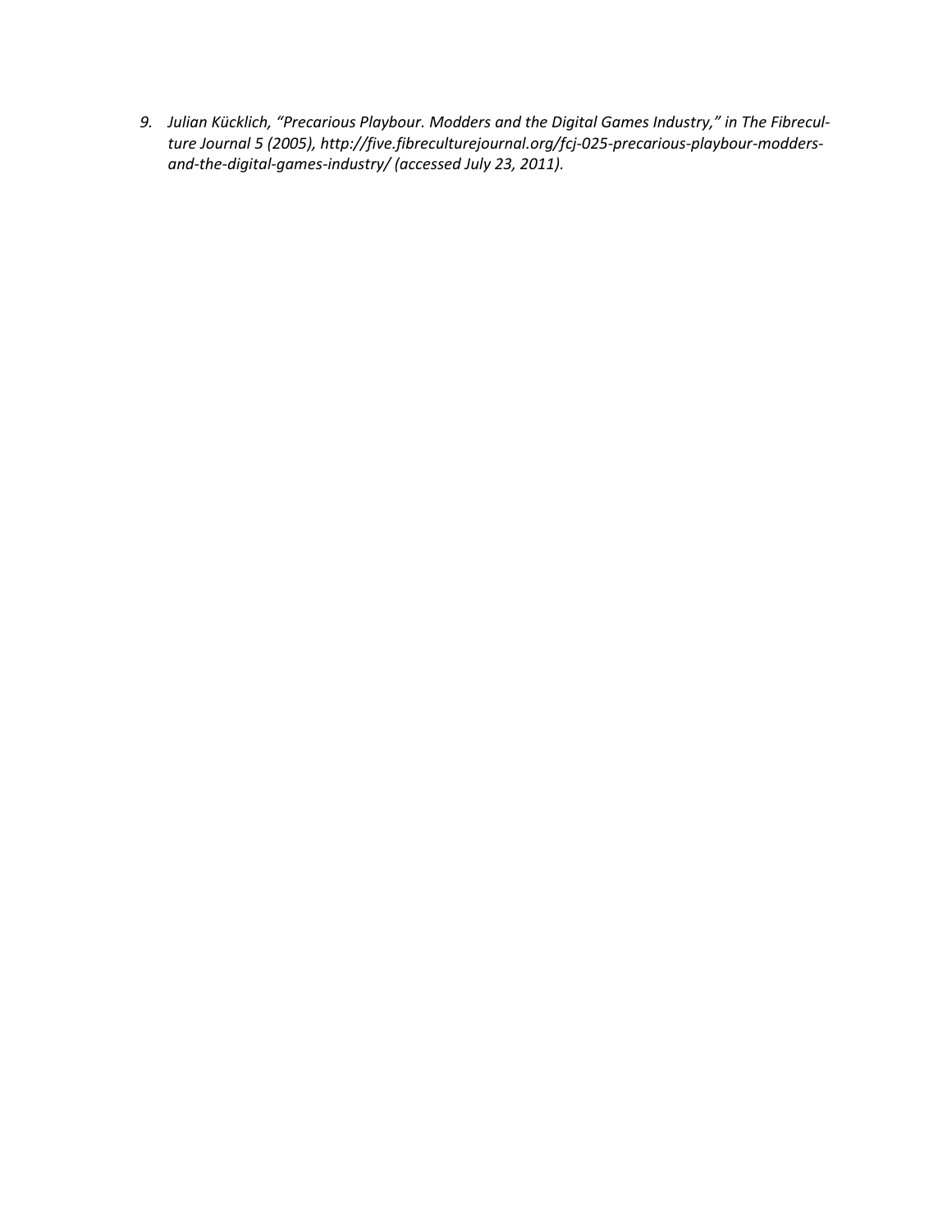*9. Julian Kücklich, "Precarious Playbour. Modders and the Digital Games Industry," in The Fibreculture Journal 5 (2005), http://five.fibreculturejournal.org/fcj-025-precarious-playbour-modders-and-the-digital-games-industry/ (accessed July 23, 2011).*